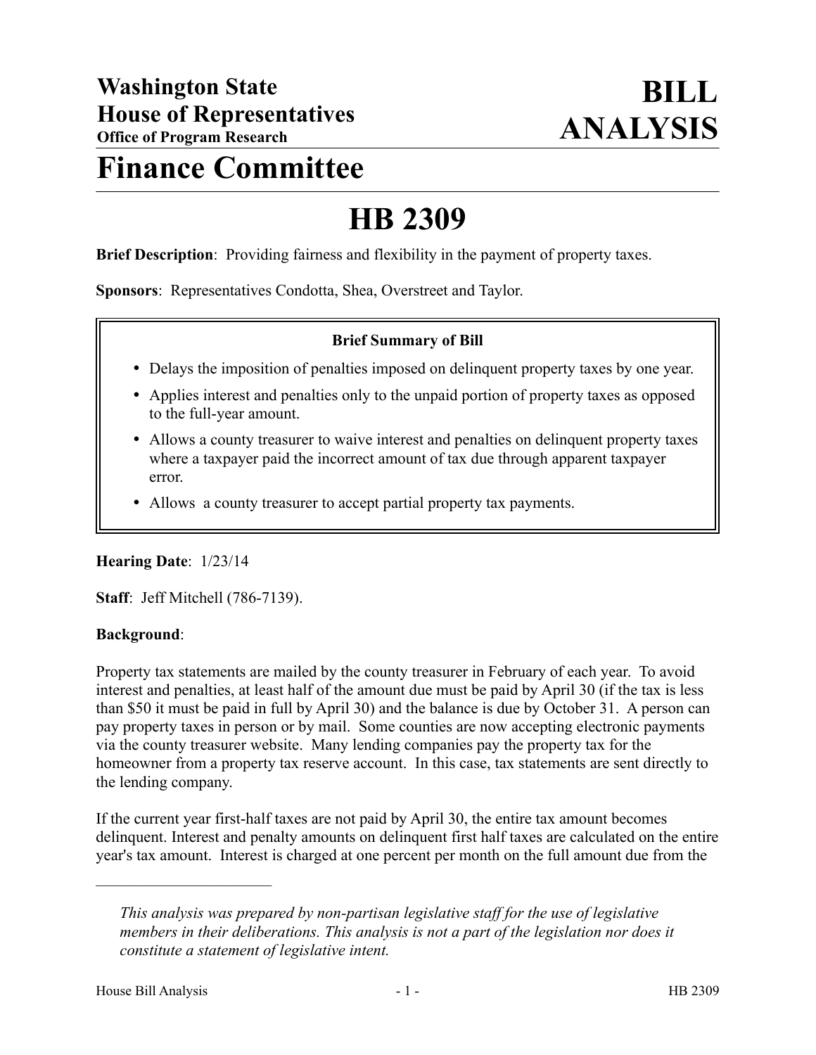**Washington State House of Representatives**
**Office of Program Research**

# BILL ANALYSIS

# Finance Committee

# HB 2309

**Brief Description**: Providing fairness and flexibility in the payment of property taxes.

**Sponsors**: Representatives Condotta, Shea, Overstreet and Taylor.

**Brief Summary of Bill**

- Delays the imposition of penalties imposed on delinquent property taxes by one year.
- Applies interest and penalties only to the unpaid portion of property taxes as opposed to the full-year amount.
- Allows a county treasurer to waive interest and penalties on delinquent property taxes where a taxpayer paid the incorrect amount of tax due through apparent taxpayer error.
- Allows a county treasurer to accept partial property tax payments.

**Hearing Date**: 1/23/14

**Staff**: Jeff Mitchell (786-7139).

**Background**:

Property tax statements are mailed by the county treasurer in February of each year. To avoid interest and penalties, at least half of the amount due must be paid by April 30 (if the tax is less than $50 it must be paid in full by April 30) and the balance is due by October 31. A person can pay property taxes in person or by mail. Some counties are now accepting electronic payments via the county treasurer website. Many lending companies pay the property tax for the homeowner from a property tax reserve account. In this case, tax statements are sent directly to the lending company.

If the current year first-half taxes are not paid by April 30, the entire tax amount becomes delinquent. Interest and penalty amounts on delinquent first half taxes are calculated on the entire year's tax amount. Interest is charged at one percent per month on the full amount due from the

---

*This analysis was prepared by non-partisan legislative staff for the use of legislative members in their deliberations. This analysis is not a part of the legislation nor does it constitute a statement of legislative intent.*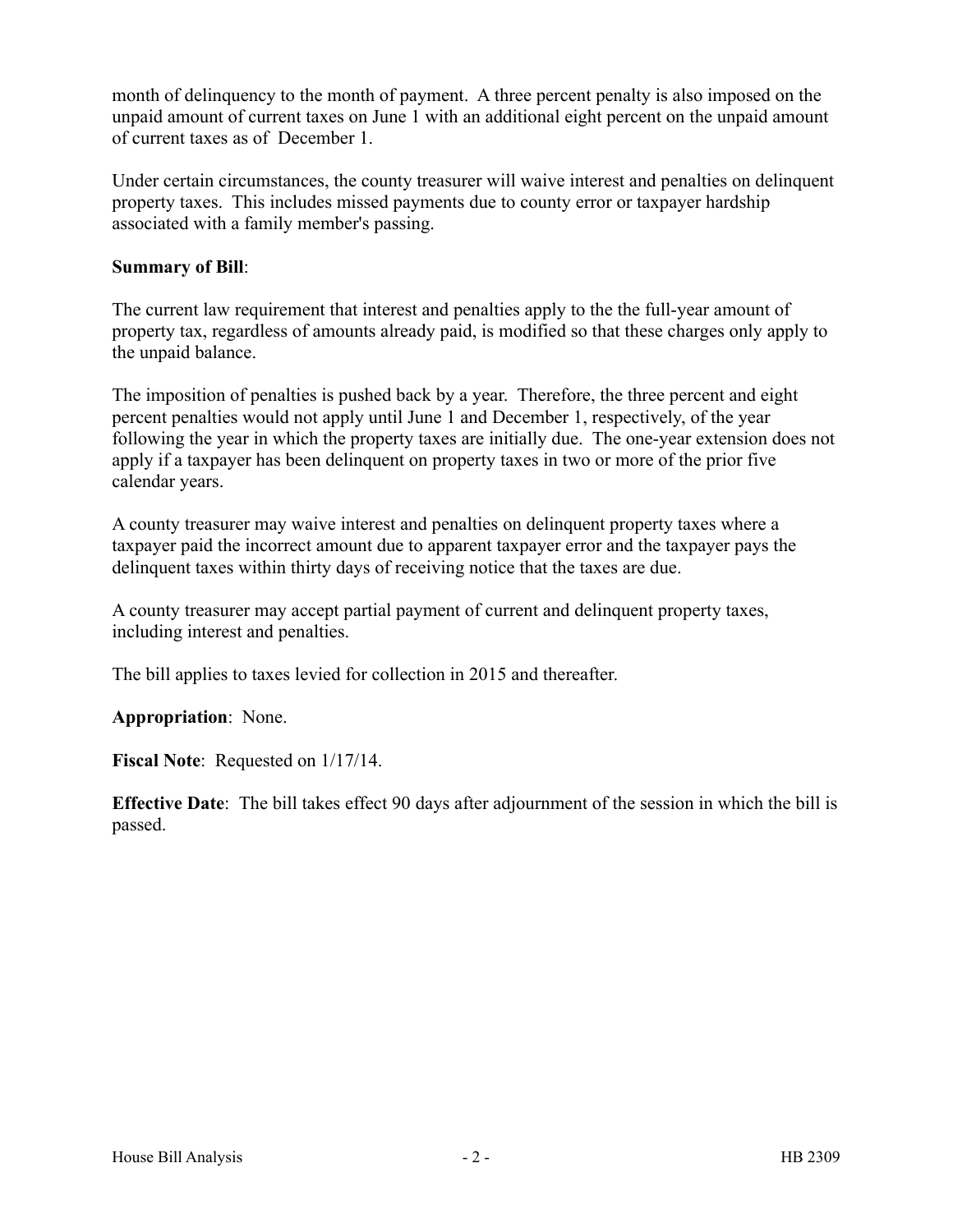month of delinquency to the month of payment. A three percent penalty is also imposed on the unpaid amount of current taxes on June 1 with an additional eight percent on the unpaid amount of current taxes as of December 1.

Under certain circumstances, the county treasurer will waive interest and penalties on delinquent property taxes. This includes missed payments due to county error or taxpayer hardship associated with a family member's passing.

**Summary of Bill**:

The current law requirement that interest and penalties apply to the the full-year amount of property tax, regardless of amounts already paid, is modified so that these charges only apply to the unpaid balance.

The imposition of penalties is pushed back by a year. Therefore, the three percent and eight percent penalties would not apply until June 1 and December 1, respectively, of the year following the year in which the property taxes are initially due. The one-year extension does not apply if a taxpayer has been delinquent on property taxes in two or more of the prior five calendar years.

A county treasurer may waive interest and penalties on delinquent property taxes where a taxpayer paid the incorrect amount due to apparent taxpayer error and the taxpayer pays the delinquent taxes within thirty days of receiving notice that the taxes are due.

A county treasurer may accept partial payment of current and delinquent property taxes, including interest and penalties.

The bill applies to taxes levied for collection in 2015 and thereafter.

**Appropriation**: None.

**Fiscal Note**: Requested on 1/17/14.

**Effective Date**: The bill takes effect 90 days after adjournment of the session in which the bill is passed.